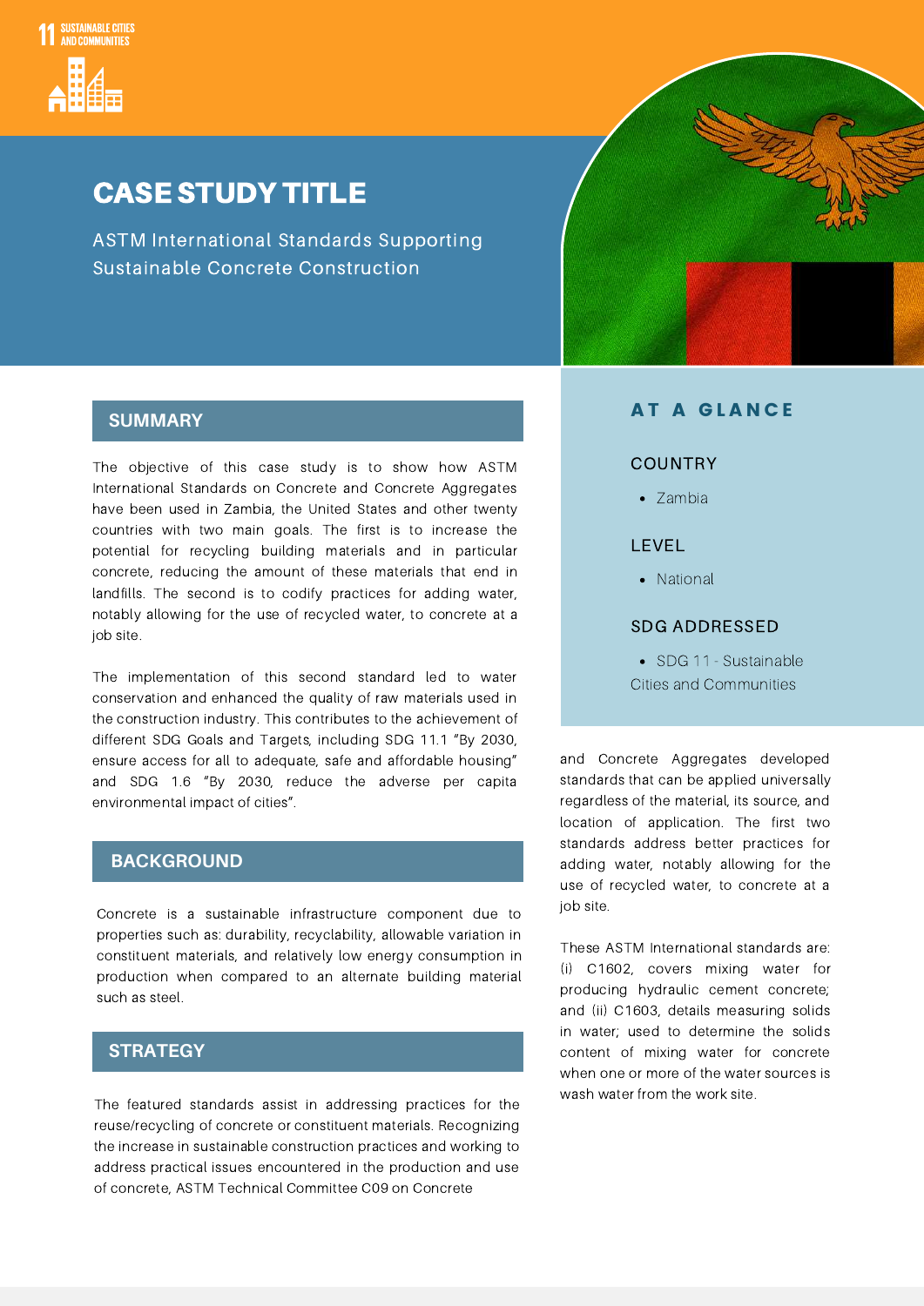11 SUSTAINABLE CITIES AND COMMUNITIES

# CASE STUDY TITLE

ASTM International Standards Supporting Sustainable Concrete Construction

## AT A GLANCE

### COUNTRY

- Zambia

### LEVEL

- National

### SDG ADDRESSED

- SDG 11 - Sustainable Cities and Communities

## SUMMARY

The objective of this case study is to show how ASTM International Standards on Concrete and Concrete Aggregates have been used in Zambia, the United States and other twenty countries with two main goals. The first is to increase the potential for recycling building materials and in particular concrete, reducing the amount of these materials that end in landfills. The second is to codify practices for adding water, notably allowing for the use of recycled water, to concrete at a job site.

The implementation of this second standard led to water conservation and enhanced the quality of raw materials used in the construction industry. This contributes to the achievement of different SDG Goals and Targets, including SDG 11.1 "By 2030, ensure access for all to adequate, safe and affordable housing" and SDG 1.6 "By 2030, reduce the adverse per capita environmental impact of cities".

## BACKGROUND

Concrete is a sustainable infrastructure component due to properties such as: durability, recyclability, allowable variation in constituent materials, and relatively low energy consumption in production when compared to an alternate building material such as steel.

## STRATEGY

The featured standards assist in addressing practices for the reuse/recycling of concrete or constituent materials. Recognizing the increase in sustainable construction practices and working to address practical issues encountered in the production and use of concrete, ASTM Technical Committee C09 on Concrete and Concrete Aggregates developed standards that can be applied universally regardless of the material, its source, and location of application. The first two standards address better practices for adding water, notably allowing for the use of recycled water, to concrete at a job site.

These ASTM International standards are: (i) C1602, covers mixing water for producing hydraulic cement concrete; and (ii) C1603, details measuring solids in water; used to determine the solids content of mixing water for concrete when one or more of the water sources is wash water from the work site.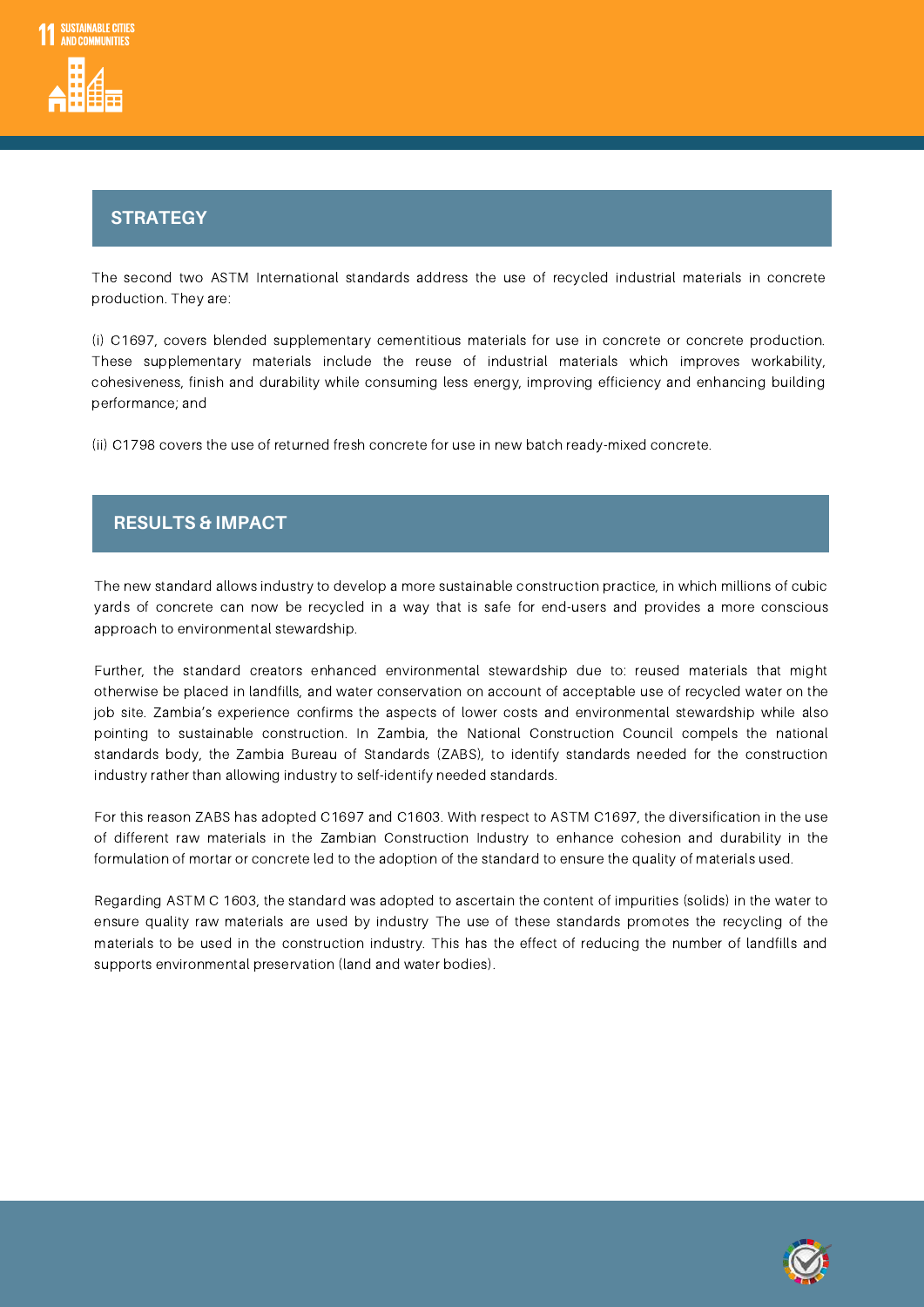## STRATEGY

The second two ASTM International standards address the use of recycled industrial materials in concrete production. They are:

(i) C1697, covers blended supplementary cementitious materials for use in concrete or concrete production. These supplementary materials include the reuse of industrial materials which improves workability, cohesiveness, finish and durability while consuming less energy, improving efficiency and enhancing building performance; and

(ii) C1798 covers the use of returned fresh concrete for use in new batch ready-mixed concrete.

## RESULTS & IMPACT

The new standard allows industry to develop a more sustainable construction practice, in which millions of cubic yards of concrete can now be recycled in a way that is safe for end-users and provides a more conscious approach to environmental stewardship.

Further, the standard creators enhanced environmental stewardship due to: reused materials that might otherwise be placed in landfills, and water conservation on account of acceptable use of recycled water on the job site. Zambia's experience confirms the aspects of lower costs and environmental stewardship while also pointing to sustainable construction. In Zambia, the National Construction Council compels the national standards body, the Zambia Bureau of Standards (ZABS), to identify standards needed for the construction industry rather than allowing industry to self-identify needed standards.

For this reason ZABS has adopted C1697 and C1603. With respect to ASTM C1697, the diversification in the use of different raw materials in the Zambian Construction Industry to enhance cohesion and durability in the formulation of mortar or concrete led to the adoption of the standard to ensure the quality of materials used.

Regarding ASTM C 1603, the standard was adopted to ascertain the content of impurities (solids) in the water to ensure quality raw materials are used by industry The use of these standards promotes the recycling of the materials to be used in the construction industry. This has the effect of reducing the number of landfills and supports environmental preservation (land and water bodies).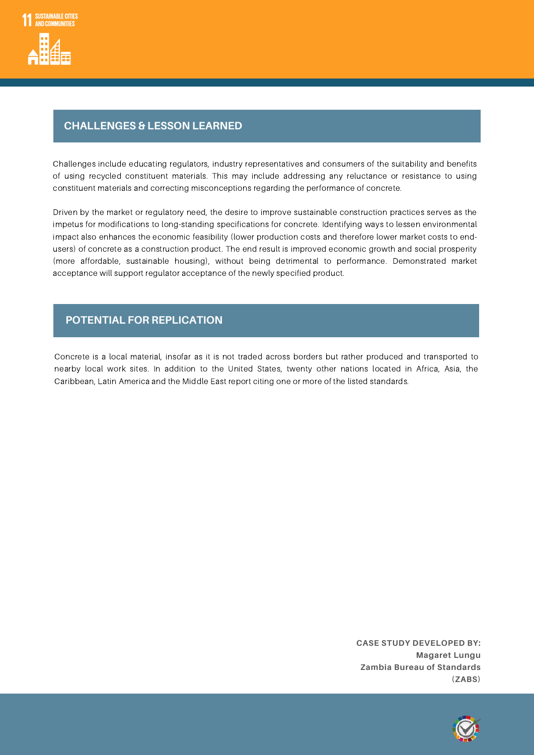## CHALLENGES & LESSON LEARNED

Challenges include educating regulators, industry representatives and consumers of the suitability and benefits of using recycled constituent materials. This may include addressing any reluctance or resistance to using constituent materials and correcting misconceptions regarding the performance of concrete.

Driven by the market or regulatory need, the desire to improve sustainable construction practices serves as the impetus for modifications to long-standing specifications for concrete. Identifying ways to lessen environmental impact also enhances the economic feasibility (lower production costs and therefore lower market costs to end-users) of concrete as a construction product. The end result is improved economic growth and social prosperity (more affordable, sustainable housing), without being detrimental to performance. Demonstrated market acceptance will support regulator acceptance of the newly specified product.

## POTENTIAL FOR REPLICATION

Concrete is a local material, insofar as it is not traded across borders but rather produced and transported to nearby local work sites. In addition to the United States, twenty other nations located in Africa, Asia, the Caribbean, Latin America and the Middle East report citing one or more of the listed standards.

**CASE STUDY DEVELOPED BY:**
**Magaret Lungu**
**Zambia Bureau of Standards**
**(ZABS)**